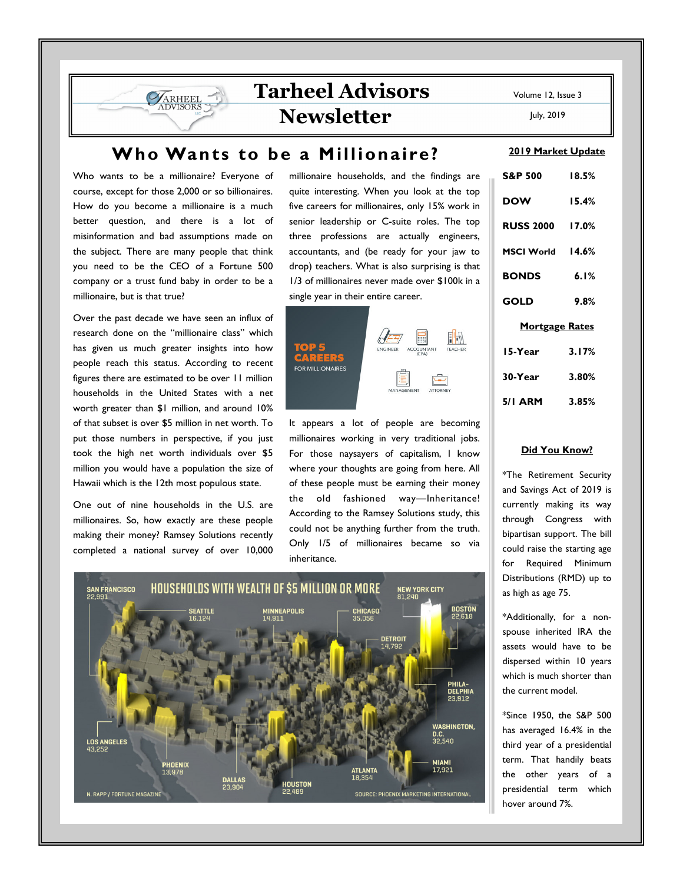# Tarheel Advisors Newsletter

Volume 12, Issue 3

July, 2019

## Who Wants to be a Millionaire?

Who wants to be a millionaire? Everyone of course, except for those 2,000 or so billionaires. How do you become a millionaire is a much better question, and there is a lot of misinformation and bad assumptions made on the subject. There are many people that think you need to be the CEO of a Fortune 500 company or a trust fund baby in order to be a millionaire, but is that true?

Over the past decade we have seen an influx of research done on the "millionaire class" which has given us much greater insights into how people reach this status. According to recent figures there are estimated to be over 11 million households in the United States with a net worth greater than $1 million, and around 10% of that subset is over $5 million in net worth. To put those numbers in perspective, if you just took the high net worth individuals over $5 million you would have a population the size of Hawaii which is the 12th most populous state.

One out of nine households in the U.S. are millionaires. So, how exactly are these people making their money? Ramsey Solutions recently completed a national survey of over 10,000 millionaire households, and the findings are quite interesting. When you look at the top five careers for millionaires, only 15% work in senior leadership or C-suite roles. The top three professions are actually engineers, accountants, and (be ready for your jaw to drop) teachers. What is also surprising is that 1/3 of millionaires never made over $100k in a single year in their entire career.

**TOP 5 CAREERS FOR MILLIONAIRES**: Engineer, Accountant (CPA), Teacher, Management, Attorney

It appears a lot of people are becoming millionaires working in very traditional jobs. For those naysayers of capitalism, I know where your thoughts are going from here. All of these people must be earning their money the old fashioned way—Inheritance! According to the Ramsey Solutions study, this could not be anything further from the truth. Only 1/5 of millionaires became so via inheritance.

**HOUSEHOLDS WITH WEALTH OF $5 MILLION OR MORE**

| City | Households |
|---|---|
| San Francisco | 22,991 |
| Seattle | 16,124 |
| Minneapolis | 14,911 |
| Chicago | 35,056 |
| New York City | 81,240 |
| Boston | 22,618 |
| Detroit | 14,792 |
| Philadelphia | 23,912 |
| Washington, D.C. | 32,540 |
| Los Angeles | 43,252 |
| Phoenix | 13,978 |
| Dallas | 23,904 |
| Houston | 22,489 |
| Atlanta | 18,354 |
| Miami | 17,921 |

N. RAPP / FORTUNE MAGAZINE — SOURCE: PHOENIX MARKETING INTERNATIONAL

### 2019 Market Update

| | |
|---|---|
| S&P 500 | 18.5% |
| DOW | 15.4% |
| RUSS 2000 | 17.0% |
| MSCI World | 14.6% |
| BONDS | 6.1% |
| GOLD | 9.8% |

### Mortgage Rates

| | |
|---|---|
| 15-Year | 3.17% |
| 30-Year | 3.80% |
| 5/1 ARM | 3.85% |

### Did You Know?

*The Retirement Security and Savings Act of 2019 is currently making its way through Congress with bipartisan support. The bill could raise the starting age for Required Minimum Distributions (RMD) up to as high as age 75.

*Additionally, for a non-spouse inherited IRA the assets would have to be dispersed within 10 years which is much shorter than the current model.

*Since 1950, the S&P 500 has averaged 16.4% in the third year of a presidential term. That handily beats the other years of a presidential term which hover around 7%.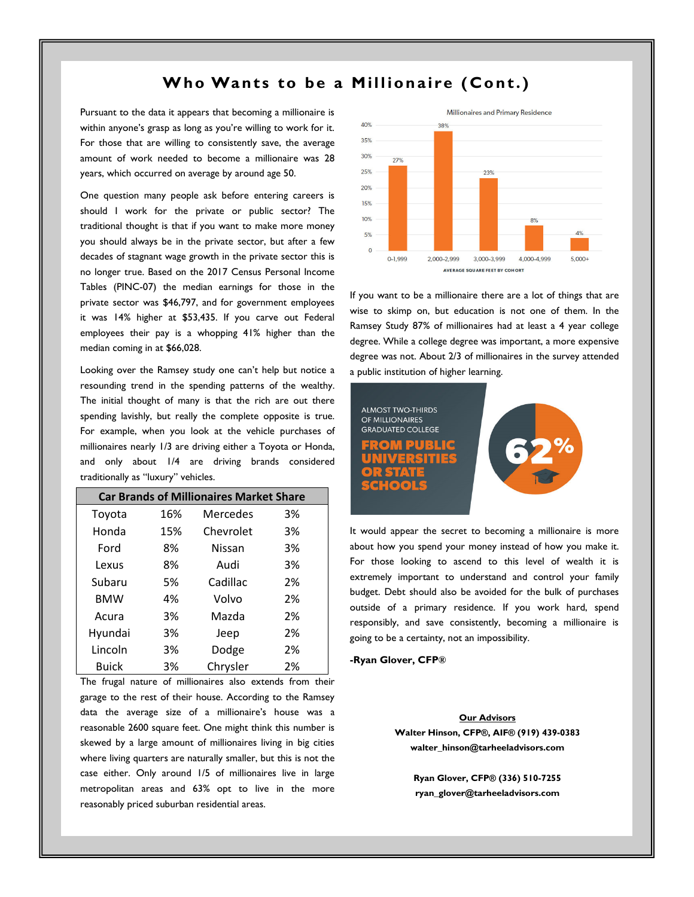# Who Wants to be a Millionaire (Cont.)

Pursuant to the data it appears that becoming a millionaire is within anyone's grasp as long as you're willing to work for it. For those that are willing to consistently save, the average amount of work needed to become a millionaire was 28 years, which occurred on average by around age 50.

One question many people ask before entering careers is should I work for the private or public sector? The traditional thought is that if you want to make more money you should always be in the private sector, but after a few decades of stagnant wage growth in the private sector this is no longer true. Based on the 2017 Census Personal Income Tables (PINC-07) the median earnings for those in the private sector was $46,797, and for government employees it was 14% higher at $53,435. If you carve out Federal employees their pay is a whopping 41% higher than the median coming in at $66,028.

Looking over the Ramsey study one can't help but notice a resounding trend in the spending patterns of the wealthy. The initial thought of many is that the rich are out there spending lavishly, but really the complete opposite is true. For example, when you look at the vehicle purchases of millionaires nearly 1/3 are driving either a Toyota or Honda, and only about 1/4 are driving brands considered traditionally as "luxury" vehicles.

| Car Brands of Millionaires Market Share | | | |
|---|---|---|---|
| Toyota | 16% | Mercedes | 3% |
| Honda | 15% | Chevrolet | 3% |
| Ford | 8% | Nissan | 3% |
| Lexus | 8% | Audi | 3% |
| Subaru | 5% | Cadillac | 2% |
| BMW | 4% | Volvo | 2% |
| Acura | 3% | Mazda | 2% |
| Hyundai | 3% | Jeep | 2% |
| Lincoln | 3% | Dodge | 2% |
| Buick | 3% | Chrysler | 2% |

The frugal nature of millionaires also extends from their garage to the rest of their house. According to the Ramsey data the average size of a millionaire's house was a reasonable 2600 square feet. One might think this number is skewed by a large amount of millionaires living in big cities where living quarters are naturally smaller, but this is not the case either. Only around 1/5 of millionaires live in large metropolitan areas and 63% opt to live in the more reasonably priced suburban residential areas.

Millionaires and Primary Residence

40%
35%
30%
25%
20%
15%
10%
5%
0

27%
38%
23%
8%
4%

0-1,999
2,000-2,999
3,000-3,999
4,000-4,999
5,000+

AVERAGE SQUARE FEET BY COHORT

If you want to be a millionaire there are a lot of things that are wise to skimp on, but education is not one of them. In the Ramsey Study 87% of millionaires had at least a 4 year college degree. While a college degree was important, a more expensive degree was not. About 2/3 of millionaires in the survey attended a public institution of higher learning.

ALMOST TWO-THIRDS OF MILLIONAIRES GRADUATED COLLEGE

**FROM PUBLIC UNIVERSITIES OR STATE SCHOOLS**

62%

It would appear the secret to becoming a millionaire is more about how you spend your money instead of how you make it. For those looking to ascend to this level of wealth it is extremely important to understand and control your family budget. Debt should also be avoided for the bulk of purchases outside of a primary residence. If you work hard, spend responsibly, and save consistently, becoming a millionaire is going to be a certainty, not an impossibility.

**-Ryan Glover, CFP®**

**Our Advisors**

**Walter Hinson, CFP®, AIF® (919) 439-0383**
**walter_hinson@tarheeladvisors.com**

**Ryan Glover, CFP® (336) 510-7255**
**ryan_glover@tarheeladvisors.com**